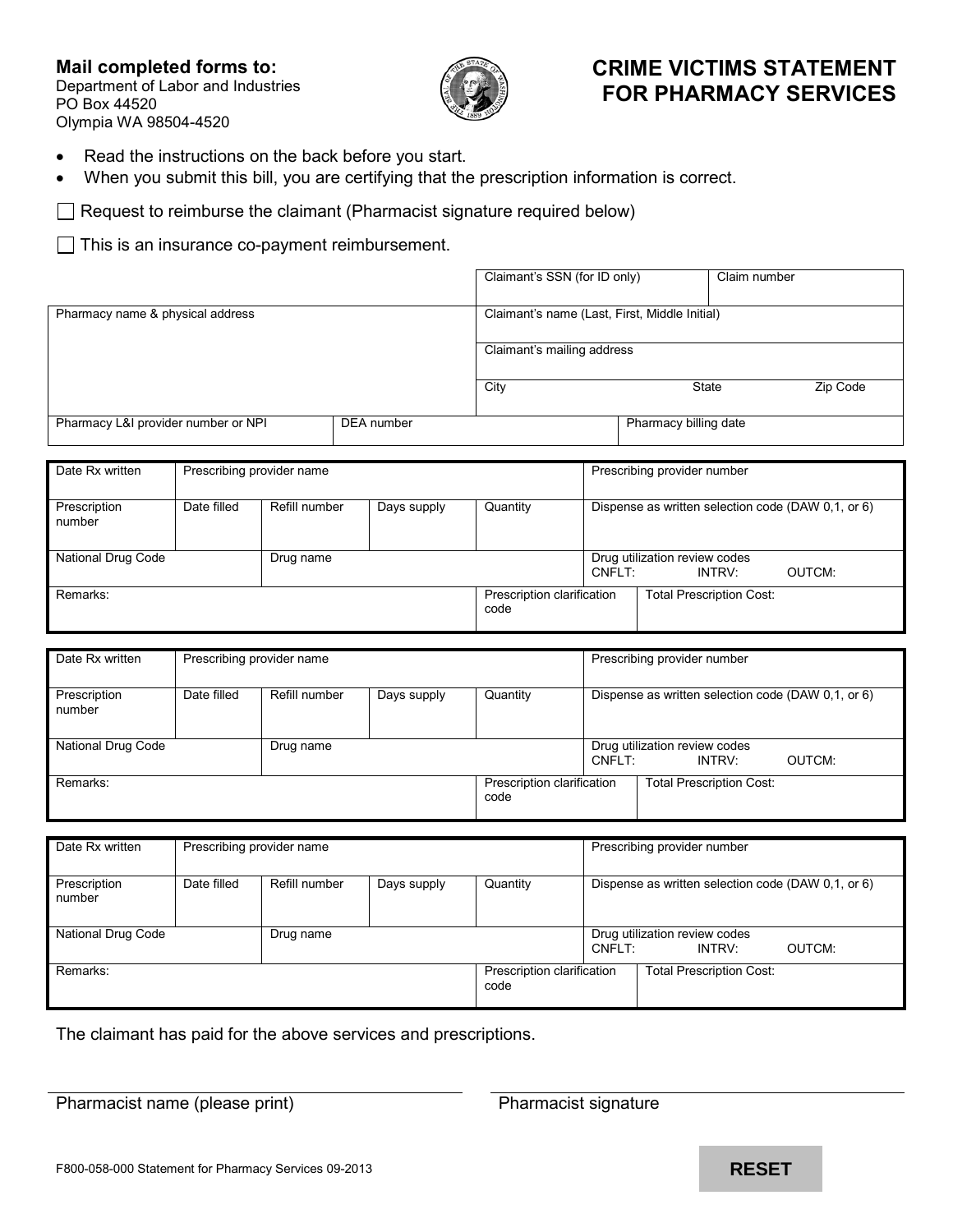**Mail completed forms to:**
Department of Labor and Industries
PO Box 44520
Olympia WA 98504-4520

# CRIME VICTIMS STATEMENT FOR PHARMACY SERVICES

- Read the instructions on the back before you start.
- When you submit this bill, you are certifying that the prescription information is correct.

☐ Request to reimburse the claimant (Pharmacist signature required below)

☐ This is an insurance co-payment reimbursement.

| | | | |
|---|---|---|---|
| | | Claimant's SSN (for ID only) | Claim number |
| Pharmacy name & physical address | | Claimant's name (Last, First, Middle Initial) | |
| | | Claimant's mailing address | |
| | | City / State / Zip Code | |
| Pharmacy L&I provider number or NPI | DEA number | Pharmacy billing date | |

| | | | | | |
|---|---|---|---|---|---|
| Date Rx written | Prescribing provider name | | | | Prescribing provider number |
| Prescription number | Date filled | Refill number | Days supply | Quantity | Dispense as written selection code (DAW 0,1, or 6) |
| National Drug Code | Drug name | | | | Drug utilization review codes CNFLT: INTRV: OUTCM: |
| Remarks: | | | | Prescription clarification code | Total Prescription Cost: |

| | | | | | |
|---|---|---|---|---|---|
| Date Rx written | Prescribing provider name | | | | Prescribing provider number |
| Prescription number | Date filled | Refill number | Days supply | Quantity | Dispense as written selection code (DAW 0,1, or 6) |
| National Drug Code | Drug name | | | | Drug utilization review codes CNFLT: INTRV: OUTCM: |
| Remarks: | | | | Prescription clarification code | Total Prescription Cost: |

| | | | | | |
|---|---|---|---|---|---|
| Date Rx written | Prescribing provider name | | | | Prescribing provider number |
| Prescription number | Date filled | Refill number | Days supply | Quantity | Dispense as written selection code (DAW 0,1, or 6) |
| National Drug Code | Drug name | | | | Drug utilization review codes CNFLT: INTRV: OUTCM: |
| Remarks: | | | | Prescription clarification code | Total Prescription Cost: |

The claimant has paid for the above services and prescriptions.

Pharmacist name (please print) ____________________ Pharmacist signature ____________________

F800-058-000 Statement for Pharmacy Services 09-2013

RESET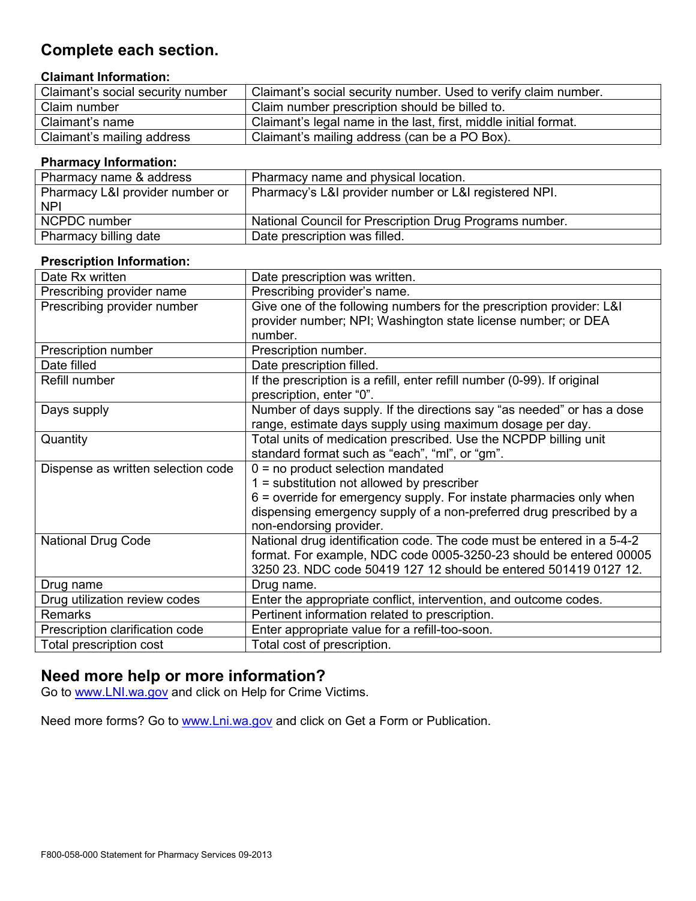## Complete each section.

### Claimant Information:

| | |
|---|---|
| Claimant's social security number | Claimant's social security number. Used to verify claim number. |
| Claim number | Claim number prescription should be billed to. |
| Claimant's name | Claimant's legal name in the last, first, middle initial format. |
| Claimant's mailing address | Claimant's mailing address (can be a PO Box). |

### Pharmacy Information:

| | |
|---|---|
| Pharmacy name & address | Pharmacy name and physical location. |
| Pharmacy L&I provider number or NPI | Pharmacy's L&I provider number or L&I registered NPI. |
| NCPDC number | National Council for Prescription Drug Programs number. |
| Pharmacy billing date | Date prescription was filled. |

### Prescription Information:

| | |
|---|---|
| Date Rx written | Date prescription was written. |
| Prescribing provider name | Prescribing provider's name. |
| Prescribing provider number | Give one of the following numbers for the prescription provider: L&I provider number; NPI; Washington state license number; or DEA number. |
| Prescription number | Prescription number. |
| Date filled | Date prescription filled. |
| Refill number | If the prescription is a refill, enter refill number (0-99). If original prescription, enter "0". |
| Days supply | Number of days supply. If the directions say "as needed" or has a dose range, estimate days supply using maximum dosage per day. |
| Quantity | Total units of medication prescribed. Use the NCPDP billing unit standard format such as "each", "ml", or "gm". |
| Dispense as written selection code | 0 = no product selection mandated<br>1 = substitution not allowed by prescriber<br>6 = override for emergency supply. For instate pharmacies only when dispensing emergency supply of a non-preferred drug prescribed by a non-endorsing provider. |
| National Drug Code | National drug identification code. The code must be entered in a 5-4-2 format. For example, NDC code 0005-3250-23 should be entered 00005 3250 23. NDC code 50419 127 12 should be entered 501419 0127 12. |
| Drug name | Drug name. |
| Drug utilization review codes | Enter the appropriate conflict, intervention, and outcome codes. |
| Remarks | Pertinent information related to prescription. |
| Prescription clarification code | Enter appropriate value for a refill-too-soon. |
| Total prescription cost | Total cost of prescription. |

## Need more help or more information?

Go to www.LNI.wa.gov and click on Help for Crime Victims.

Need more forms? Go to www.Lni.wa.gov and click on Get a Form or Publication.

F800-058-000 Statement for Pharmacy Services 09-2013